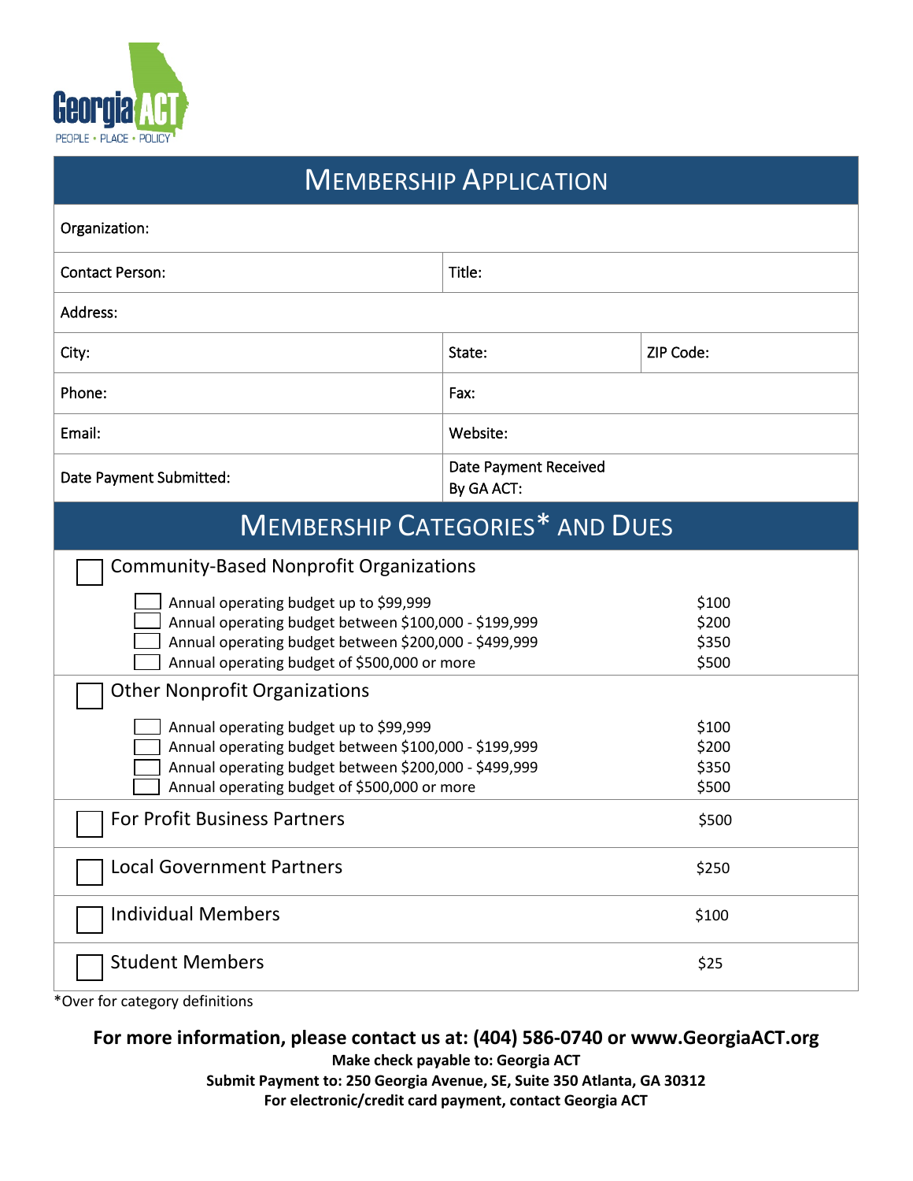Georgia ACT
PEOPLE • PLACE • POLICY

# Membership Application

| | | |
|---|---|---|
| Organization: | | |
| Contact Person: | Title: | |
| Address: | | |
| City: | State: | ZIP Code: |
| Phone: | Fax: | |
| Email: | Website: | |
| Date Payment Submitted: | Date Payment Received By GA ACT: | |

# Membership Categories* and Dues

☐ **Community-Based Nonprofit Organizations**

| | |
|---|---|
| ☐ Annual operating budget up to $99,999 | $100 |
| ☐ Annual operating budget between $100,000 - $199,999 | $200 |
| ☐ Annual operating budget between $200,000 - $499,999 | $350 |
| ☐ Annual operating budget of $500,000 or more | $500 |

☐ **Other Nonprofit Organizations**

| | |
|---|---|
| ☐ Annual operating budget up to $99,999 | $100 |
| ☐ Annual operating budget between $100,000 - $199,999 | $200 |
| ☐ Annual operating budget between $200,000 - $499,999 | $350 |
| ☐ Annual operating budget of $500,000 or more | $500 |

| | |
|---|---|
| ☐ For Profit Business Partners | $500 |
| ☐ Local Government Partners | $250 |
| ☐ Individual Members | $100 |
| ☐ Student Members | $25 |

*Over for category definitions

**For more information, please contact us at: (404) 586-0740 or www.GeorgiaACT.org**

**Make check payable to: Georgia ACT**

**Submit Payment to: 250 Georgia Avenue, SE, Suite 350 Atlanta, GA 30312**

**For electronic/credit card payment, contact Georgia ACT**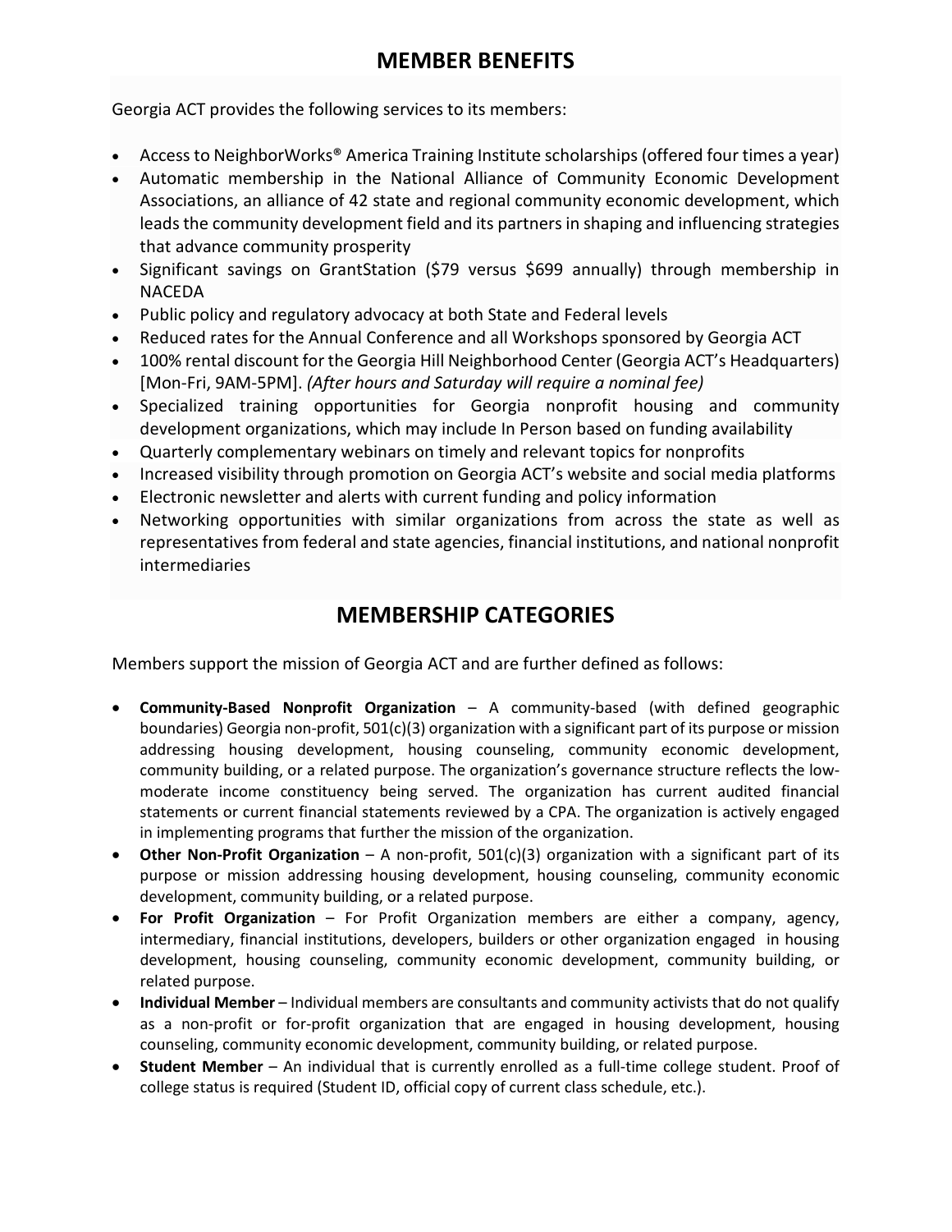# MEMBER BENEFITS

Georgia ACT provides the following services to its members:

- Access to NeighborWorks® America Training Institute scholarships (offered four times a year)
- Automatic membership in the National Alliance of Community Economic Development Associations, an alliance of 42 state and regional community economic development, which leads the community development field and its partners in shaping and influencing strategies that advance community prosperity
- Significant savings on GrantStation ($79 versus $699 annually) through membership in NACEDA
- Public policy and regulatory advocacy at both State and Federal levels
- Reduced rates for the Annual Conference and all Workshops sponsored by Georgia ACT
- 100% rental discount for the Georgia Hill Neighborhood Center (Georgia ACT's Headquarters) [Mon-Fri, 9AM-5PM]. *(After hours and Saturday will require a nominal fee)*
- Specialized training opportunities for Georgia nonprofit housing and community development organizations, which may include In Person based on funding availability
- Quarterly complementary webinars on timely and relevant topics for nonprofits
- Increased visibility through promotion on Georgia ACT's website and social media platforms
- Electronic newsletter and alerts with current funding and policy information
- Networking opportunities with similar organizations from across the state as well as representatives from federal and state agencies, financial institutions, and national nonprofit intermediaries

# MEMBERSHIP CATEGORIES

Members support the mission of Georgia ACT and are further defined as follows:

- **Community-Based Nonprofit Organization** – A community-based (with defined geographic boundaries) Georgia non-profit, 501(c)(3) organization with a significant part of its purpose or mission addressing housing development, housing counseling, community economic development, community building, or a related purpose. The organization's governance structure reflects the low-moderate income constituency being served. The organization has current audited financial statements or current financial statements reviewed by a CPA. The organization is actively engaged in implementing programs that further the mission of the organization.
- **Other Non-Profit Organization** – A non-profit, 501(c)(3) organization with a significant part of its purpose or mission addressing housing development, housing counseling, community economic development, community building, or a related purpose.
- **For Profit Organization** – For Profit Organization members are either a company, agency, intermediary, financial institutions, developers, builders or other organization engaged in housing development, housing counseling, community economic development, community building, or related purpose.
- **Individual Member** – Individual members are consultants and community activists that do not qualify as a non-profit or for-profit organization that are engaged in housing development, housing counseling, community economic development, community building, or related purpose.
- **Student Member** – An individual that is currently enrolled as a full-time college student. Proof of college status is required (Student ID, official copy of current class schedule, etc.).